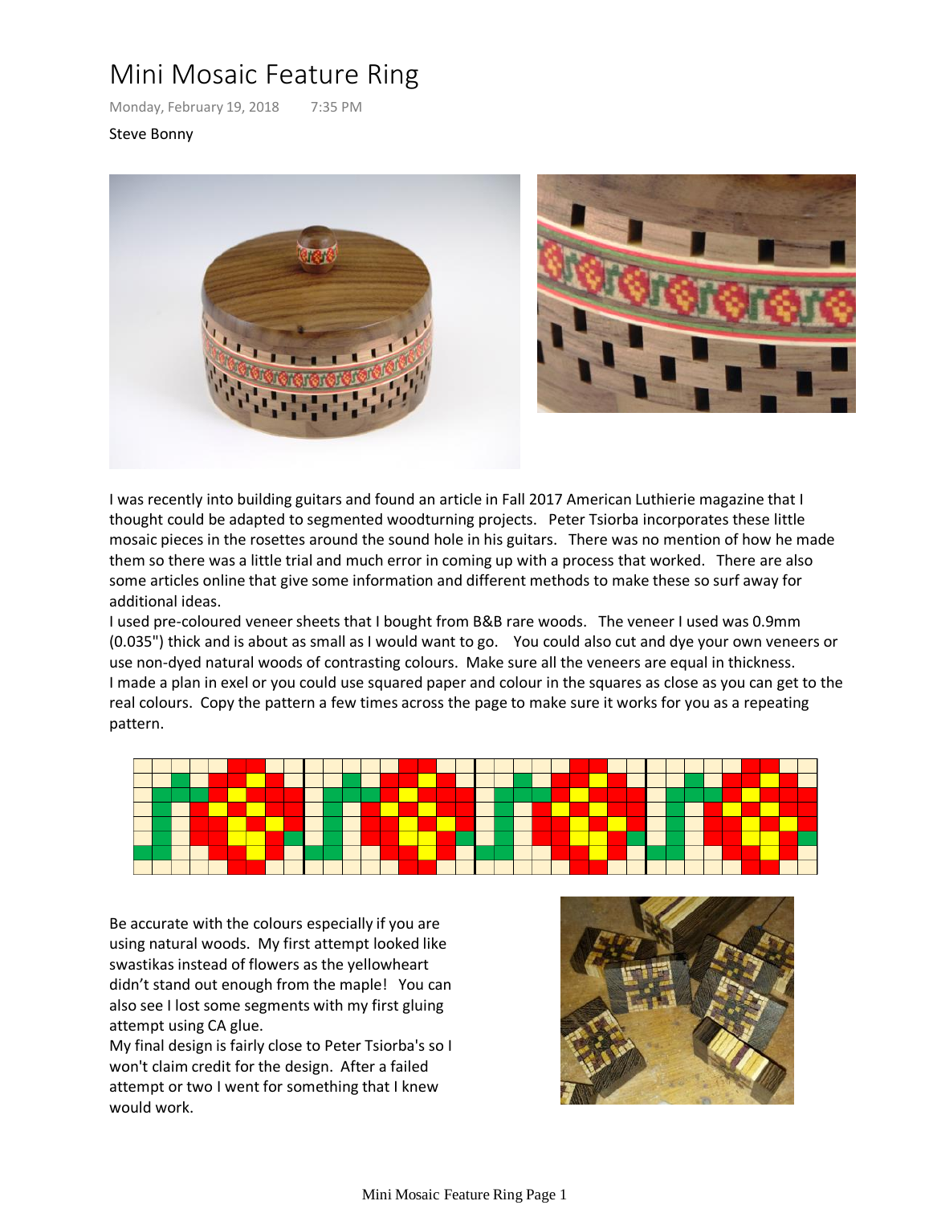# Mini Mosaic Feature Ring

Monday, February 19, 2018 7:35 PM

Steve Bonny

I was recently into building guitars and found an article in Fall 2017 American Luthierie magazine that I thought could be adapted to segmented woodturning projects. Peter Tsiorba incorporates these little mosaic pieces in the rosettes around the sound hole in his guitars. There was no mention of how he made them so there was a little trial and much error in coming up with a process that worked. There are also some articles online that give some information and different methods to make these so surf away for additional ideas.

I used pre-coloured veneer sheets that I bought from B&B rare woods. The veneer I used was 0.9mm (0.035") thick and is about as small as I would want to go. You could also cut and dye your own veneers or use non-dyed natural woods of contrasting colours. Make sure all the veneers are equal in thickness.

I made a plan in exel or you could use squared paper and colour in the squares as close as you can get to the real colours. Copy the pattern a few times across the page to make sure it works for you as a repeating pattern.

Be accurate with the colours especially if you are using natural woods. My first attempt looked like swastikas instead of flowers as the yellowheart didn't stand out enough from the maple! You can also see I lost some segments with my first gluing attempt using CA glue.

My final design is fairly close to Peter Tsiorba's so I won't claim credit for the design. After a failed attempt or two I went for something that I knew would work.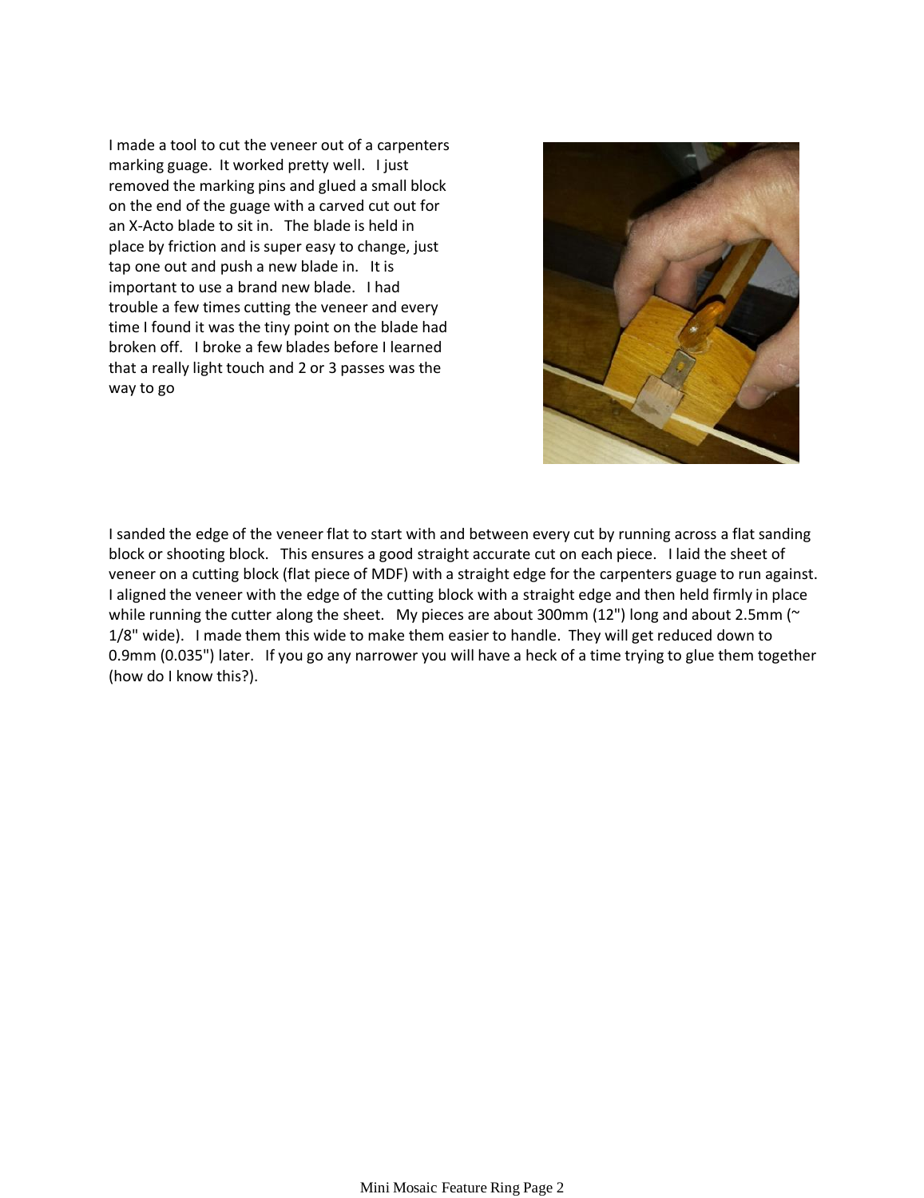I made a tool to cut the veneer out of a carpenters marking guage. It worked pretty well. I just removed the marking pins and glued a small block on the end of the guage with a carved cut out for an X-Acto blade to sit in. The blade is held in place by friction and is super easy to change, just tap one out and push a new blade in. It is important to use a brand new blade. I had trouble a few times cutting the veneer and every time I found it was the tiny point on the blade had broken off. I broke a few blades before I learned that a really light touch and 2 or 3 passes was the way to go

I sanded the edge of the veneer flat to start with and between every cut by running across a flat sanding block or shooting block. This ensures a good straight accurate cut on each piece. I laid the sheet of veneer on a cutting block (flat piece of MDF) with a straight edge for the carpenters guage to run against. I aligned the veneer with the edge of the cutting block with a straight edge and then held firmly in place while running the cutter along the sheet. My pieces are about 300mm (12") long and about 2.5mm (~ 1/8" wide). I made them this wide to make them easier to handle. They will get reduced down to 0.9mm (0.035") later. If you go any narrower you will have a heck of a time trying to glue them together (how do I know this?).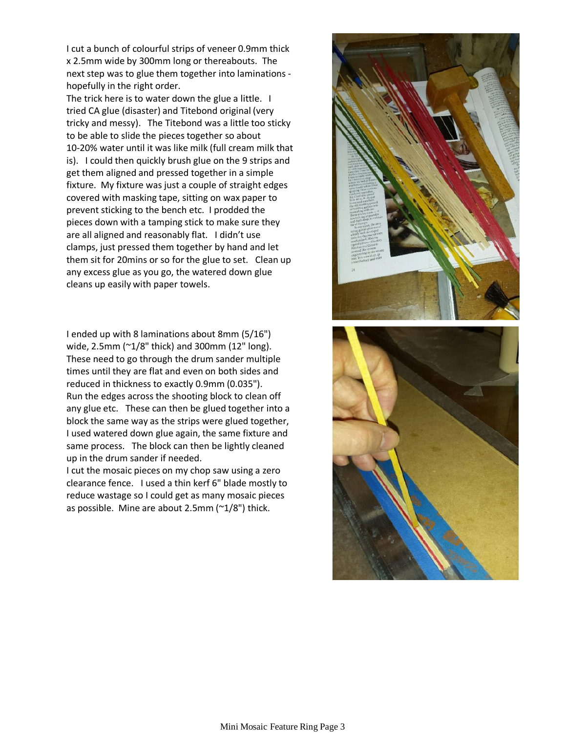I cut a bunch of colourful strips of veneer 0.9mm thick x 2.5mm wide by 300mm long or thereabouts. The next step was to glue them together into laminations - hopefully in the right order.

The trick here is to water down the glue a little. I tried CA glue (disaster) and Titebond original (very tricky and messy). The Titebond was a little too sticky to be able to slide the pieces together so about 10-20% water until it was like milk (full cream milk that is). I could then quickly brush glue on the 9 strips and get them aligned and pressed together in a simple fixture. My fixture was just a couple of straight edges covered with masking tape, sitting on wax paper to prevent sticking to the bench etc. I prodded the pieces down with a tamping stick to make sure they are all aligned and reasonably flat. I didn't use clamps, just pressed them together by hand and let them sit for 20mins or so for the glue to set. Clean up any excess glue as you go, the watered down glue cleans up easily with paper towels.

I ended up with 8 laminations about 8mm (5/16") wide, 2.5mm (~1/8" thick) and 300mm (12" long). These need to go through the drum sander multiple times until they are flat and even on both sides and reduced in thickness to exactly 0.9mm (0.035"). Run the edges across the shooting block to clean off any glue etc. These can then be glued together into a block the same way as the strips were glued together, I used watered down glue again, the same fixture and same process. The block can then be lightly cleaned up in the drum sander if needed.

I cut the mosaic pieces on my chop saw using a zero clearance fence. I used a thin kerf 6" blade mostly to reduce wastage so I could get as many mosaic pieces as possible. Mine are about 2.5mm (~1/8") thick.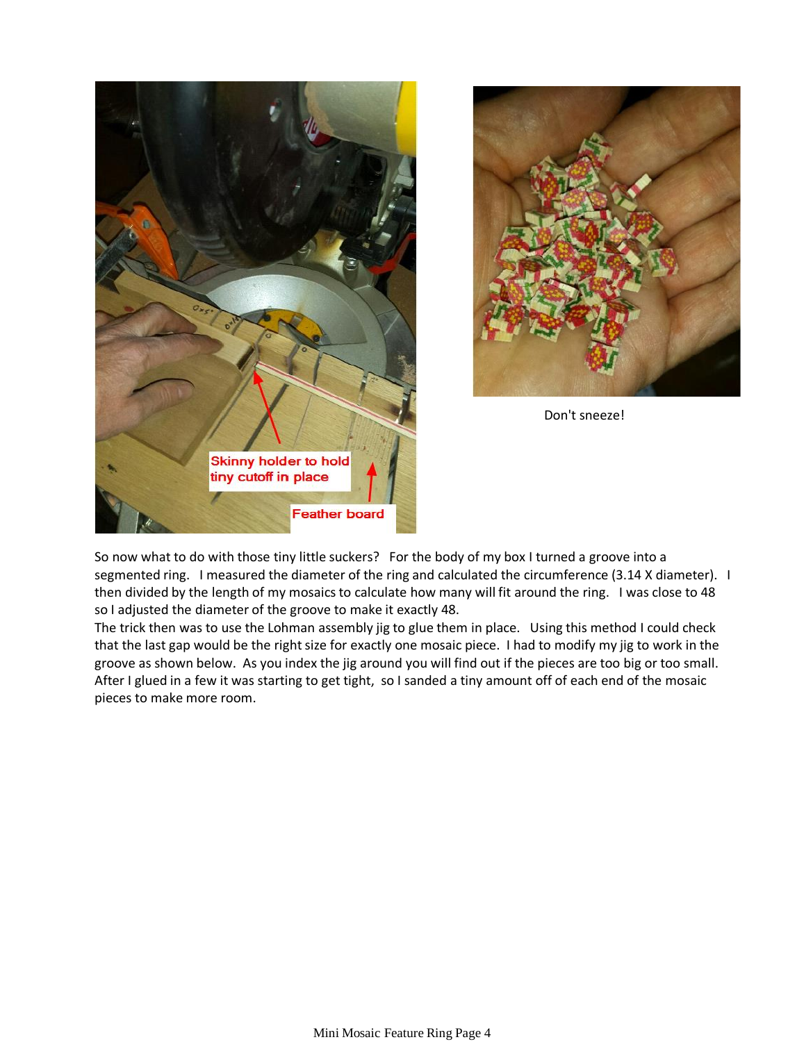Don't sneeze!

So now what to do with those tiny little suckers? For the body of my box I turned a groove into a segmented ring. I measured the diameter of the ring and calculated the circumference (3.14 X diameter). I then divided by the length of my mosaics to calculate how many will fit around the ring. I was close to 48 so I adjusted the diameter of the groove to make it exactly 48.

The trick then was to use the Lohman assembly jig to glue them in place. Using this method I could check that the last gap would be the right size for exactly one mosaic piece. I had to modify my jig to work in the groove as shown below. As you index the jig around you will find out if the pieces are too big or too small. After I glued in a few it was starting to get tight, so I sanded a tiny amount off of each end of the mosaic pieces to make more room.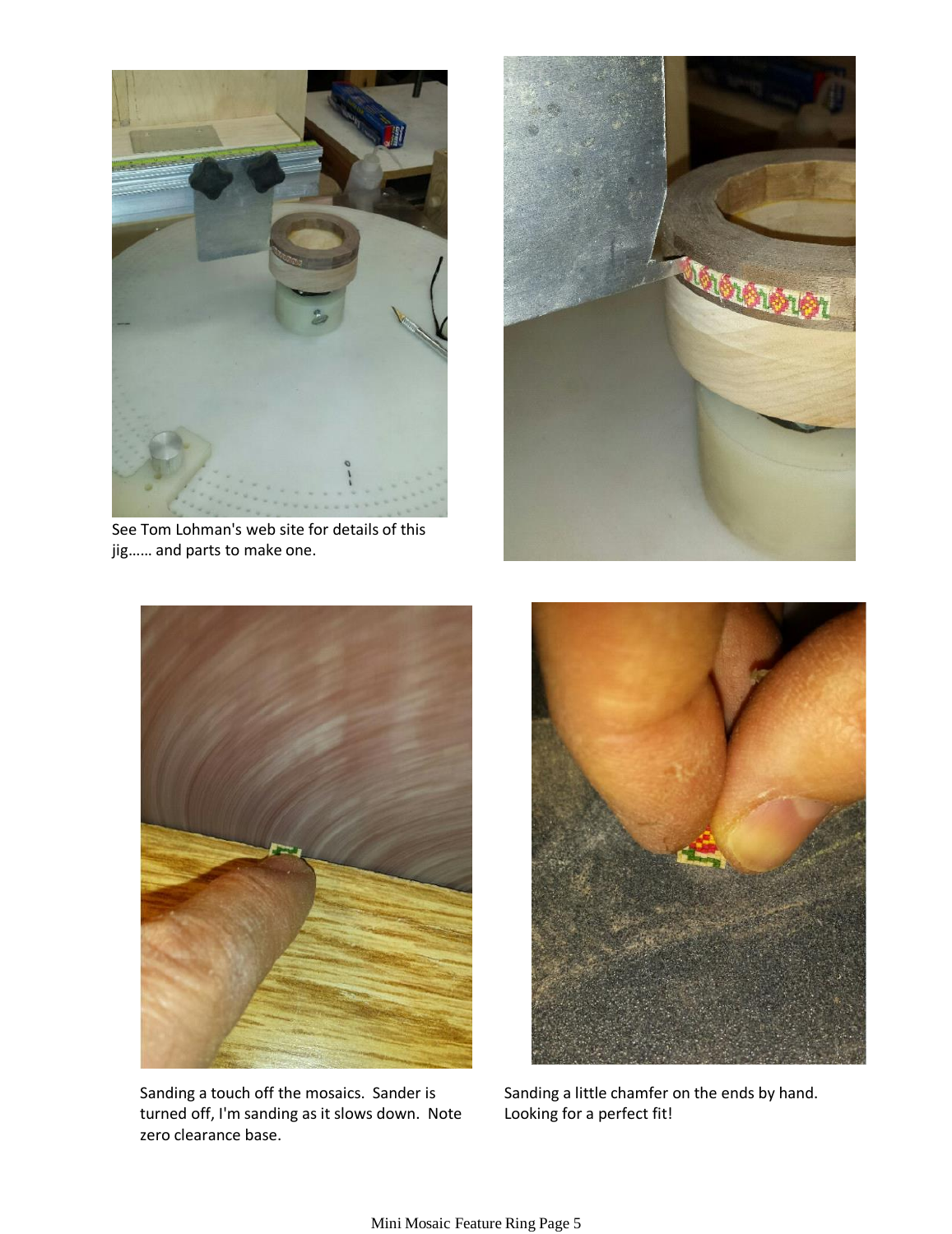See Tom Lohman's web site for details of this jig…… and parts to make one.

Sanding a touch off the mosaics. Sander is turned off, I'm sanding as it slows down. Note zero clearance base.

Sanding a little chamfer on the ends by hand. Looking for a perfect fit!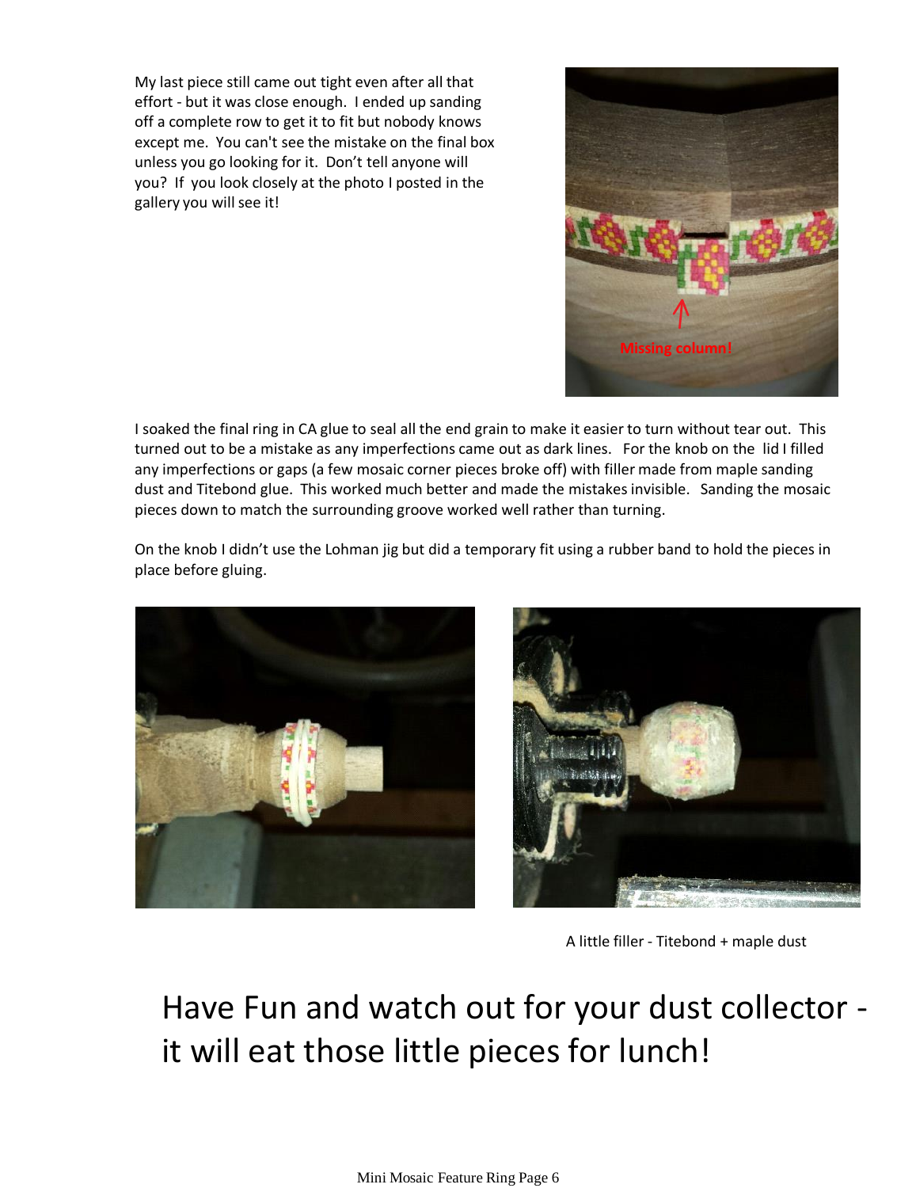My last piece still came out tight even after all that effort - but it was close enough. I ended up sanding off a complete row to get it to fit but nobody knows except me. You can't see the mistake on the final box unless you go looking for it. Don't tell anyone will you? If you look closely at the photo I posted in the gallery you will see it!

I soaked the final ring in CA glue to seal all the end grain to make it easier to turn without tear out. This turned out to be a mistake as any imperfections came out as dark lines. For the knob on the lid I filled any imperfections or gaps (a few mosaic corner pieces broke off) with filler made from maple sanding dust and Titebond glue. This worked much better and made the mistakes invisible. Sanding the mosaic pieces down to match the surrounding groove worked well rather than turning.

On the knob I didn't use the Lohman jig but did a temporary fit using a rubber band to hold the pieces in place before gluing.

A little filler - Titebond + maple dust

## Have Fun and watch out for your dust collector - it will eat those little pieces for lunch!